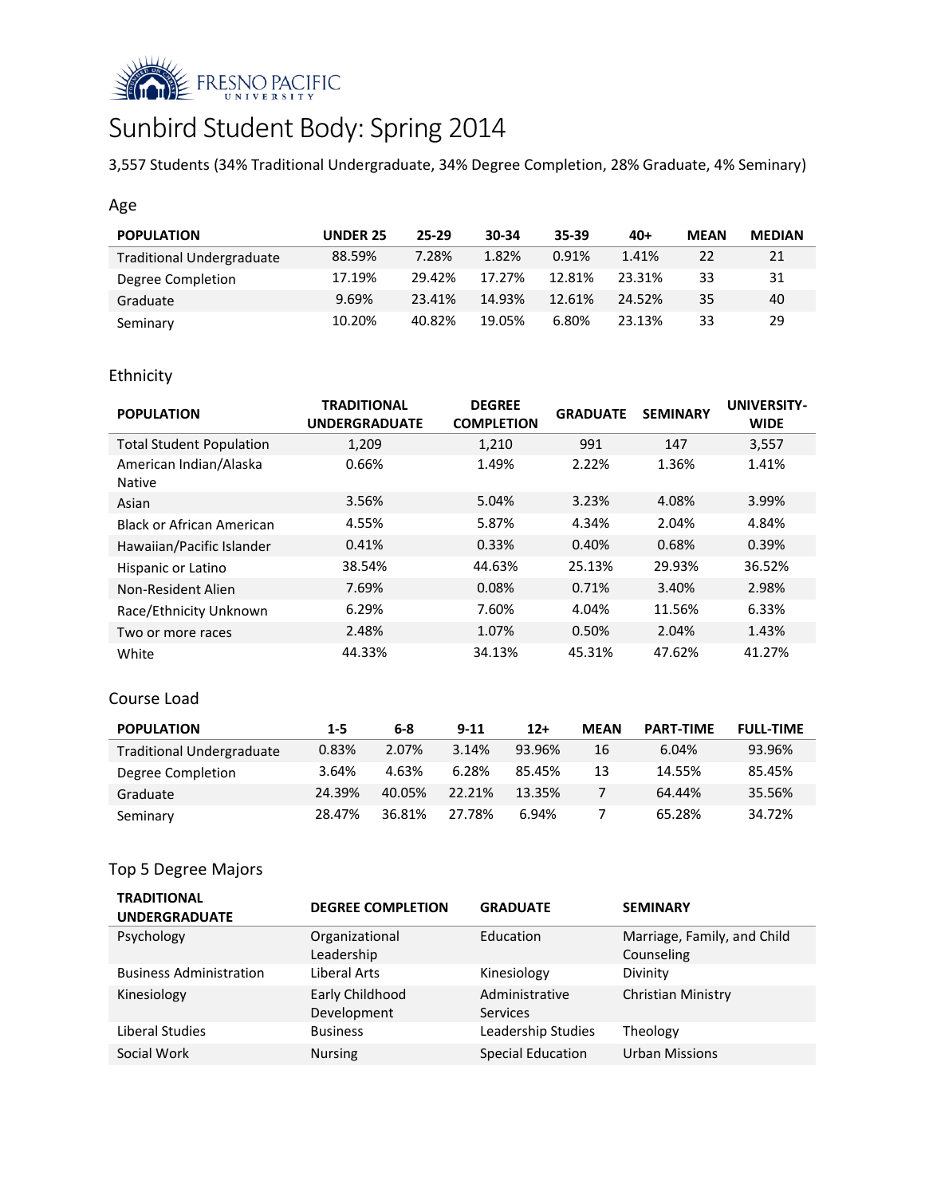FRESNO PACIFIC UNIVERSITY

# Sunbird Student Body: Spring 2014

3,557 Students (34% Traditional Undergraduate, 34% Degree Completion, 28% Graduate, 4% Seminary)

## Age

| POPULATION | UNDER 25 | 25-29 | 30-34 | 35-39 | 40+ | MEAN | MEDIAN |
|---|---|---|---|---|---|---|---|
| Traditional Undergraduate | 88.59% | 7.28% | 1.82% | 0.91% | 1.41% | 22 | 21 |
| Degree Completion | 17.19% | 29.42% | 17.27% | 12.81% | 23.31% | 33 | 31 |
| Graduate | 9.69% | 23.41% | 14.93% | 12.61% | 24.52% | 35 | 40 |
| Seminary | 10.20% | 40.82% | 19.05% | 6.80% | 23.13% | 33 | 29 |

## Ethnicity

| POPULATION | TRADITIONAL UNDERGRADUATE | DEGREE COMPLETION | GRADUATE | SEMINARY | UNIVERSITY-WIDE |
|---|---|---|---|---|---|
| Total Student Population | 1,209 | 1,210 | 991 | 147 | 3,557 |
| American Indian/Alaska Native | 0.66% | 1.49% | 2.22% | 1.36% | 1.41% |
| Asian | 3.56% | 5.04% | 3.23% | 4.08% | 3.99% |
| Black or African American | 4.55% | 5.87% | 4.34% | 2.04% | 4.84% |
| Hawaiian/Pacific Islander | 0.41% | 0.33% | 0.40% | 0.68% | 0.39% |
| Hispanic or Latino | 38.54% | 44.63% | 25.13% | 29.93% | 36.52% |
| Non-Resident Alien | 7.69% | 0.08% | 0.71% | 3.40% | 2.98% |
| Race/Ethnicity Unknown | 6.29% | 7.60% | 4.04% | 11.56% | 6.33% |
| Two or more races | 2.48% | 1.07% | 0.50% | 2.04% | 1.43% |
| White | 44.33% | 34.13% | 45.31% | 47.62% | 41.27% |

## Course Load

| POPULATION | 1-5 | 6-8 | 9-11 | 12+ | MEAN | PART-TIME | FULL-TIME |
|---|---|---|---|---|---|---|---|
| Traditional Undergraduate | 0.83% | 2.07% | 3.14% | 93.96% | 16 | 6.04% | 93.96% |
| Degree Completion | 3.64% | 4.63% | 6.28% | 85.45% | 13 | 14.55% | 85.45% |
| Graduate | 24.39% | 40.05% | 22.21% | 13.35% | 7 | 64.44% | 35.56% |
| Seminary | 28.47% | 36.81% | 27.78% | 6.94% | 7 | 65.28% | 34.72% |

## Top 5 Degree Majors

| TRADITIONAL UNDERGRADUATE | DEGREE COMPLETION | GRADUATE | SEMINARY |
|---|---|---|---|
| Psychology | Organizational Leadership | Education | Marriage, Family, and Child Counseling |
| Business Administration | Liberal Arts | Kinesiology | Divinity |
| Kinesiology | Early Childhood Development | Administrative Services | Christian Ministry |
| Liberal Studies | Business | Leadership Studies | Theology |
| Social Work | Nursing | Special Education | Urban Missions |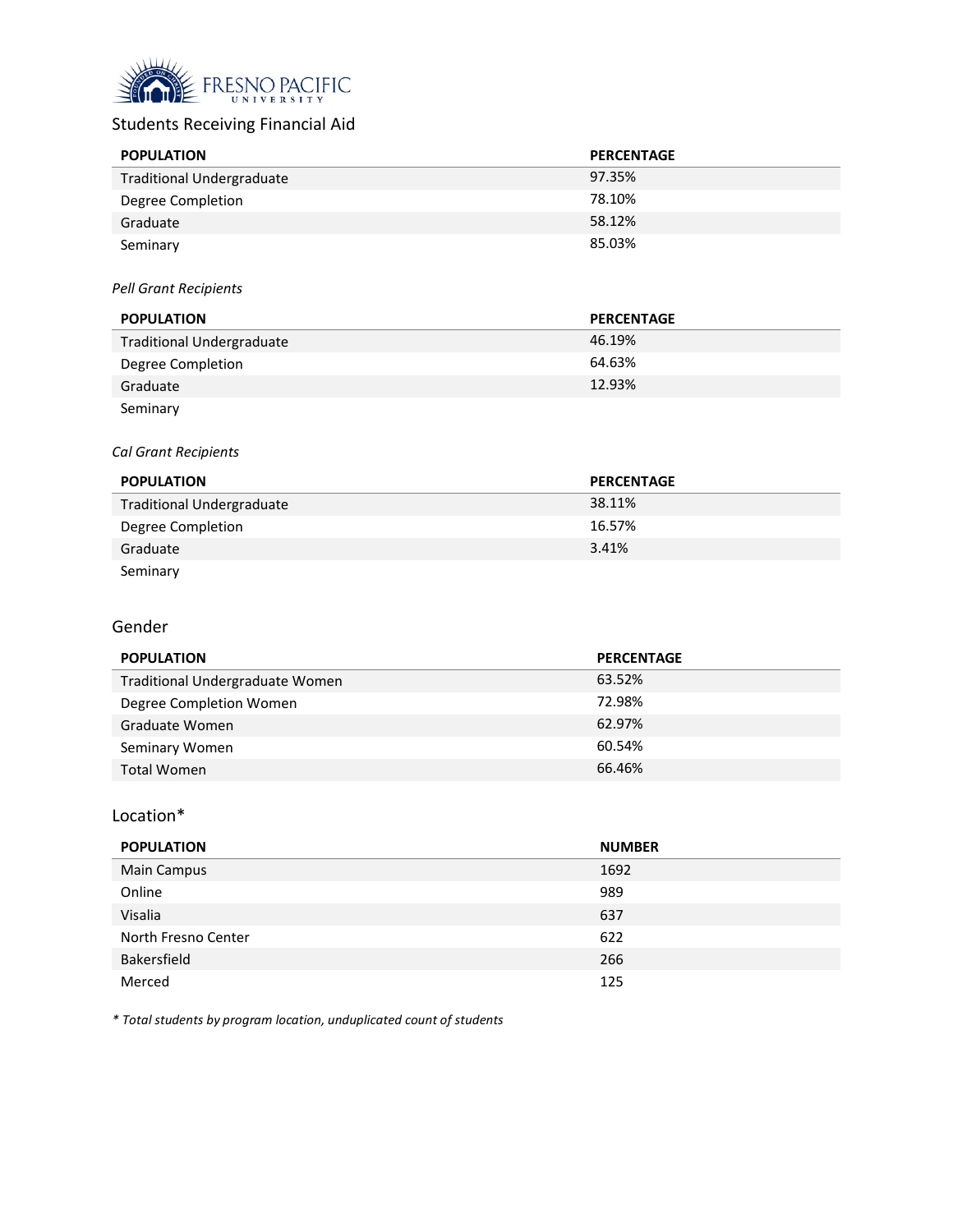FRESNO PACIFIC UNIVERSITY

## Students Receiving Financial Aid

| POPULATION | PERCENTAGE |
|---|---|
| Traditional Undergraduate | 97.35% |
| Degree Completion | 78.10% |
| Graduate | 58.12% |
| Seminary | 85.03% |

*Pell Grant Recipients*

| POPULATION | PERCENTAGE |
|---|---|
| Traditional Undergraduate | 46.19% |
| Degree Completion | 64.63% |
| Graduate | 12.93% |
| Seminary | |

*Cal Grant Recipients*

| POPULATION | PERCENTAGE |
|---|---|
| Traditional Undergraduate | 38.11% |
| Degree Completion | 16.57% |
| Graduate | 3.41% |
| Seminary | |

## Gender

| POPULATION | PERCENTAGE |
|---|---|
| Traditional Undergraduate Women | 63.52% |
| Degree Completion Women | 72.98% |
| Graduate Women | 62.97% |
| Seminary Women | 60.54% |
| Total Women | 66.46% |

## Location*

| POPULATION | NUMBER |
|---|---|
| Main Campus | 1692 |
| Online | 989 |
| Visalia | 637 |
| North Fresno Center | 622 |
| Bakersfield | 266 |
| Merced | 125 |

*\* Total students by program location, unduplicated count of students*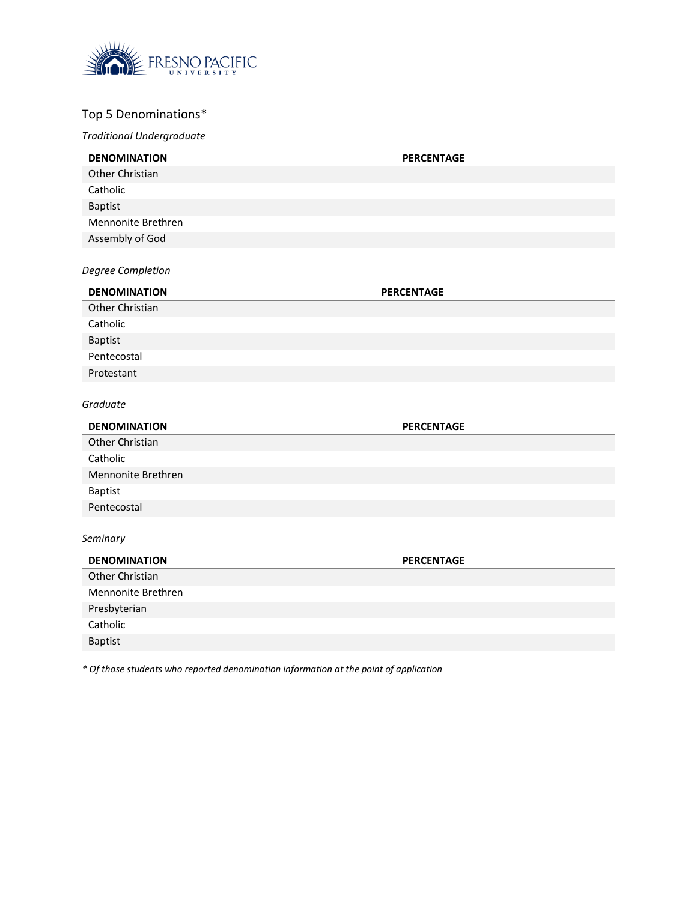## Top 5 Denominations*

*Traditional Undergraduate*

| DENOMINATION | PERCENTAGE |
|---|---|
| Other Christian | |
| Catholic | |
| Baptist | |
| Mennonite Brethren | |
| Assembly of God | |

*Degree Completion*

| DENOMINATION | PERCENTAGE |
|---|---|
| Other Christian | |
| Catholic | |
| Baptist | |
| Pentecostal | |
| Protestant | |

*Graduate*

| DENOMINATION | PERCENTAGE |
|---|---|
| Other Christian | |
| Catholic | |
| Mennonite Brethren | |
| Baptist | |
| Pentecostal | |

*Seminary*

| DENOMINATION | PERCENTAGE |
|---|---|
| Other Christian | |
| Mennonite Brethren | |
| Presbyterian | |
| Catholic | |
| Baptist | |

*\* Of those students who reported denomination information at the point of application*